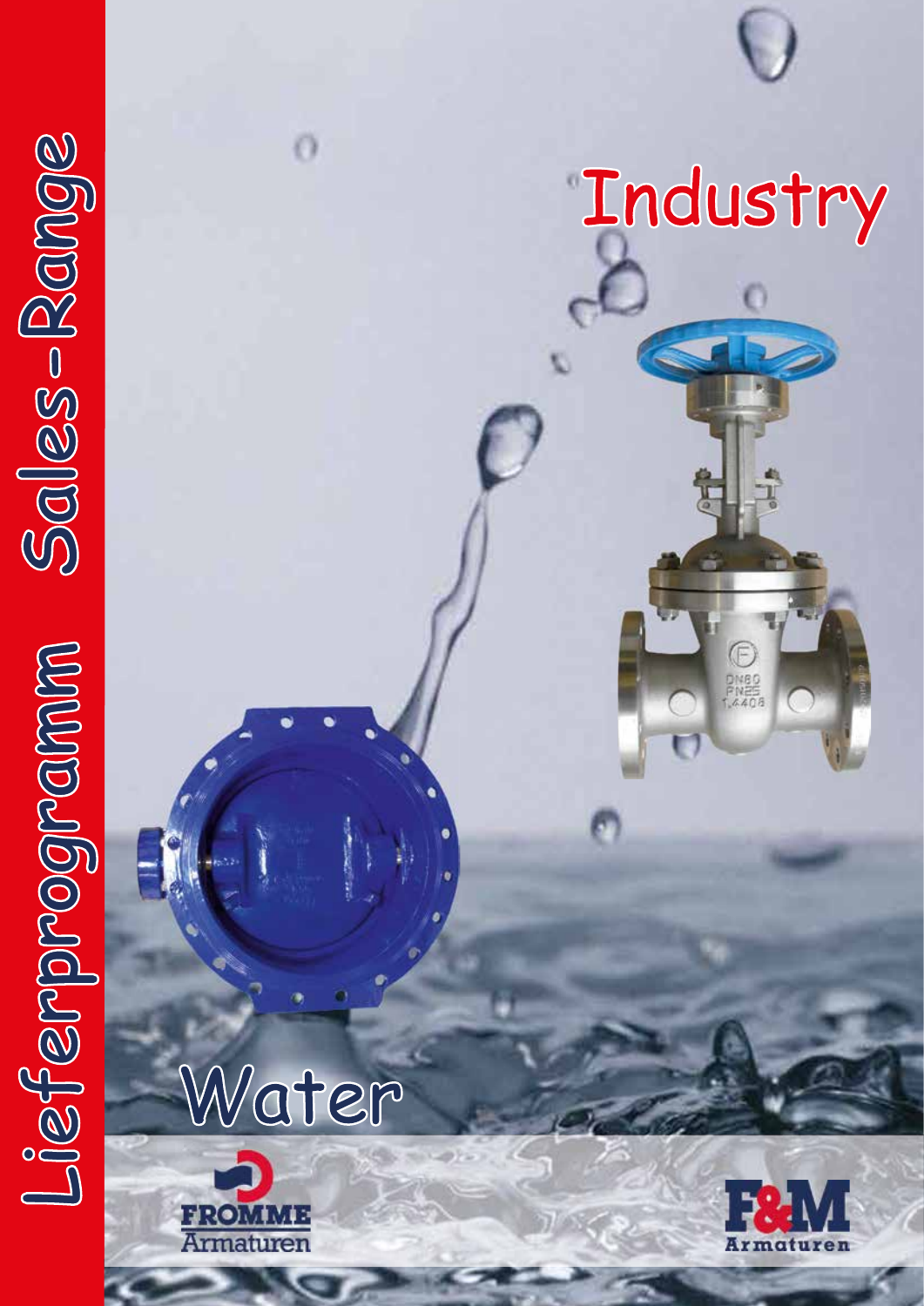# Lieferprogramm Sales-Range

## Industry

## Water

FROMME Armaturen

F&M Armaturen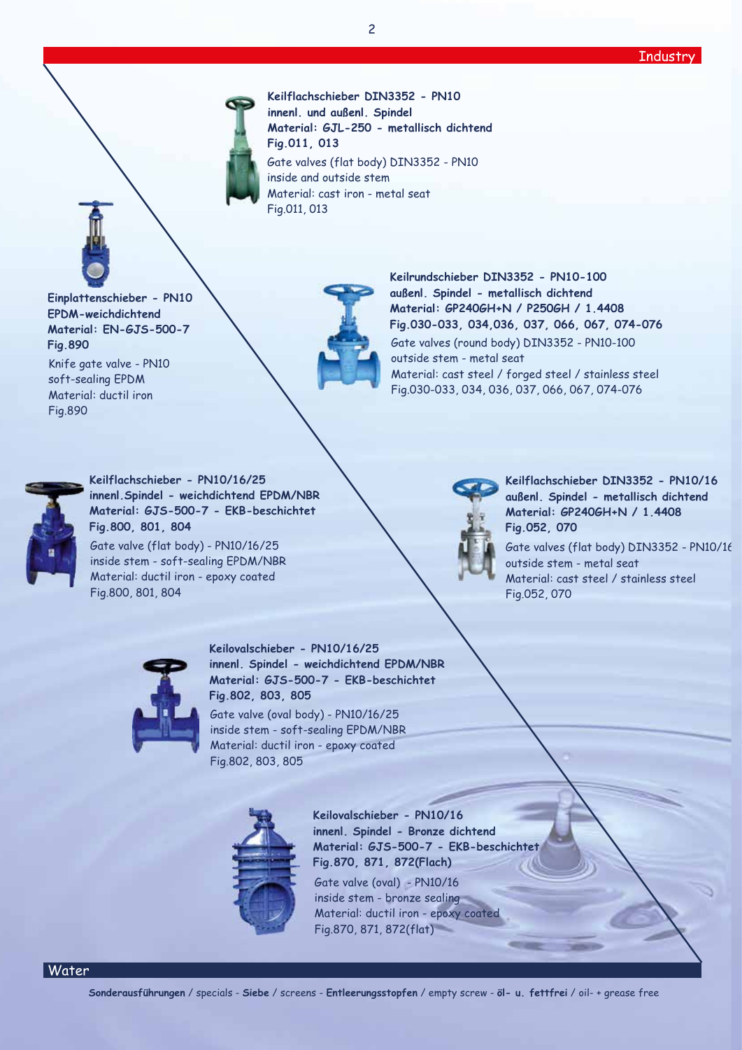Industry

**Keilflachschieber DIN3352 - PN10**
**innenl. und außenl. Spindel**
**Material: GJL-250 - metallisch dichtend**
**Fig.011, 013**

Gate valves (flat body) DIN3352 - PN10
inside and outside stem
Material: cast iron - metal seat
Fig.011, 013

**Einplattenschieber - PN10**
**EPDM-weichdichtend**
**Material: EN-GJS-500-7**
**Fig.890**

Knife gate valve - PN10
soft-sealing EPDM
Material: ductil iron
Fig.890

**Keilrundschieber DIN3352 - PN10-100**
**außenl. Spindel - metallisch dichtend**
**Material: GP240GH+N / P250GH / 1.4408**
**Fig.030-033, 034,036, 037, 066, 067, 074-076**

Gate valves (round body) DIN3352 - PN10-100
outside stem - metal seat
Material: cast steel / forged steel / stainless steel
Fig.030-033, 034, 036, 037, 066, 067, 074-076

**Keilflachschieber - PN10/16/25**
**innenl.Spindel - weichdichtend EPDM/NBR**
**Material: GJS-500-7 - EKB-beschichtet**
**Fig.800, 801, 804**

Gate valve (flat body) - PN10/16/25
inside stem - soft-sealing EPDM/NBR
Material: ductil iron - epoxy coated
Fig.800, 801, 804

**Keilflachschieber DIN3352 - PN10/16**
**außenl. Spindel - metallisch dichtend**
**Material: GP240GH+N / 1.4408**
**Fig.052, 070**

Gate valves (flat body) DIN3352 - PN10/16
outside stem - metal seat
Material: cast steel / stainless steel
Fig.052, 070

**Keilovalschieber - PN10/16/25**
**innenl. Spindel - weichdichtend EPDM/NBR**
**Material: GJS-500-7 - EKB-beschichtet**
**Fig.802, 803, 805**

Gate valve (oval body) - PN10/16/25
inside stem - soft-sealing EPDM/NBR
Material: ductil iron - epoxy coated
Fig.802, 803, 805

**Keilovalschieber - PN10/16**
**innenl. Spindel - Bronze dichtend**
**Material: GJS-500-7 - EKB-beschichtet**
**Fig.870, 871, 872(Flach)**

Gate valve (oval) - PN10/16
inside stem - bronze sealing
Material: ductil iron - epoxy coated
Fig.870, 871, 872(flat)

Water

**Sonderausführungen** / specials - **Siebe** / screens - **Entleerungsstopfen** / empty screw - **öl- u. fettfrei** / oil- + grease free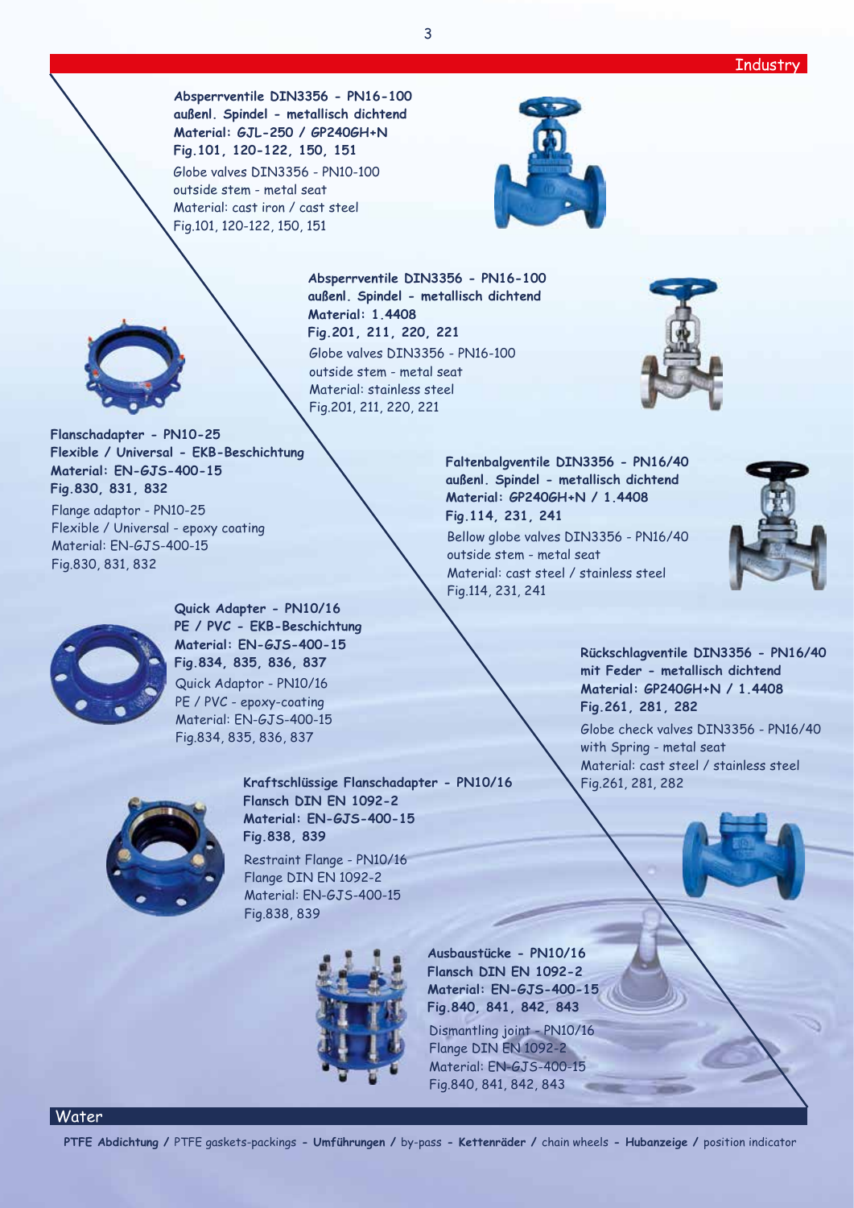Industry

**Absperrventile DIN3356 - PN16-100**
**außenl. Spindel - metallisch dichtend**
**Material: GJL-250 / GP240GH+N**
**Fig.101, 120-122, 150, 151**

Globe valves DIN3356 - PN10-100
outside stem - metal seat
Material: cast iron / cast steel
Fig.101, 120-122, 150, 151

**Absperrventile DIN3356 - PN16-100**
**außenl. Spindel - metallisch dichtend**
**Material: 1.4408**
**Fig.201, 211, 220, 221**

Globe valves DIN3356 - PN16-100
outside stem - metal seat
Material: stainless steel
Fig.201, 211, 220, 221

**Flanschadapter - PN10-25**
**Flexible / Universal - EKB-Beschichtung**
**Material: EN-GJS-400-15**
**Fig.830, 831, 832**

Flange adapter - PN10-25
Flexible / Universal - epoxy coating
Material: EN-GJS-400-15
Fig.830, 831, 832

**Faltenbalgventile DIN3356 - PN16/40**
**außenl. Spindel - metallisch dichtend**
**Material: GP240GH+N / 1.4408**
**Fig.114, 231, 241**

Bellow globe valves DIN3356 - PN16/40
outside stem - metal seat
Material: cast steel / stainless steel
Fig.114, 231, 241

**Quick Adapter - PN10/16**
**PE / PVC - EKB-Beschichtung**
**Material: EN-GJS-400-15**
**Fig.834, 835, 836, 837**

Quick Adaptor - PN10/16
PE / PVC - epoxy-coating
Material: EN-GJS-400-15
Fig.834, 835, 836, 837

**Rückschlagventile DIN3356 - PN16/40**
**mit Feder - metallisch dichtend**
**Material: GP240GH+N / 1.4408**
**Fig.261, 281, 282**

Globe check valves DIN3356 - PN16/40
with Spring - metal seat
Material: cast steel / stainless steel
Fig.261, 281, 282

**Kraftschlüssige Flanschadapter - PN10/16**
**Flansch DIN EN 1092-2**
**Material: EN-GJS-400-15**
**Fig.838, 839**

Restraint Flange - PN10/16
Flange DIN EN 1092-2
Material: EN-GJS-400-15
Fig.838, 839

**Ausbaustücke - PN10/16**
**Flansch DIN EN 1092-2**
**Material: EN-GJS-400-15**
**Fig.840, 841, 842, 843**

Dismantling joint - PN10/16
Flange DIN EN 1092-2
Material: EN-GJS-400-15
Fig.840, 841, 842, 843

Water

**PTFE Abdichtung /** PTFE gaskets-packings **- Umführungen /** by-pass **- Kettenräder /** chain wheels **- Hubanzeige /** position indicator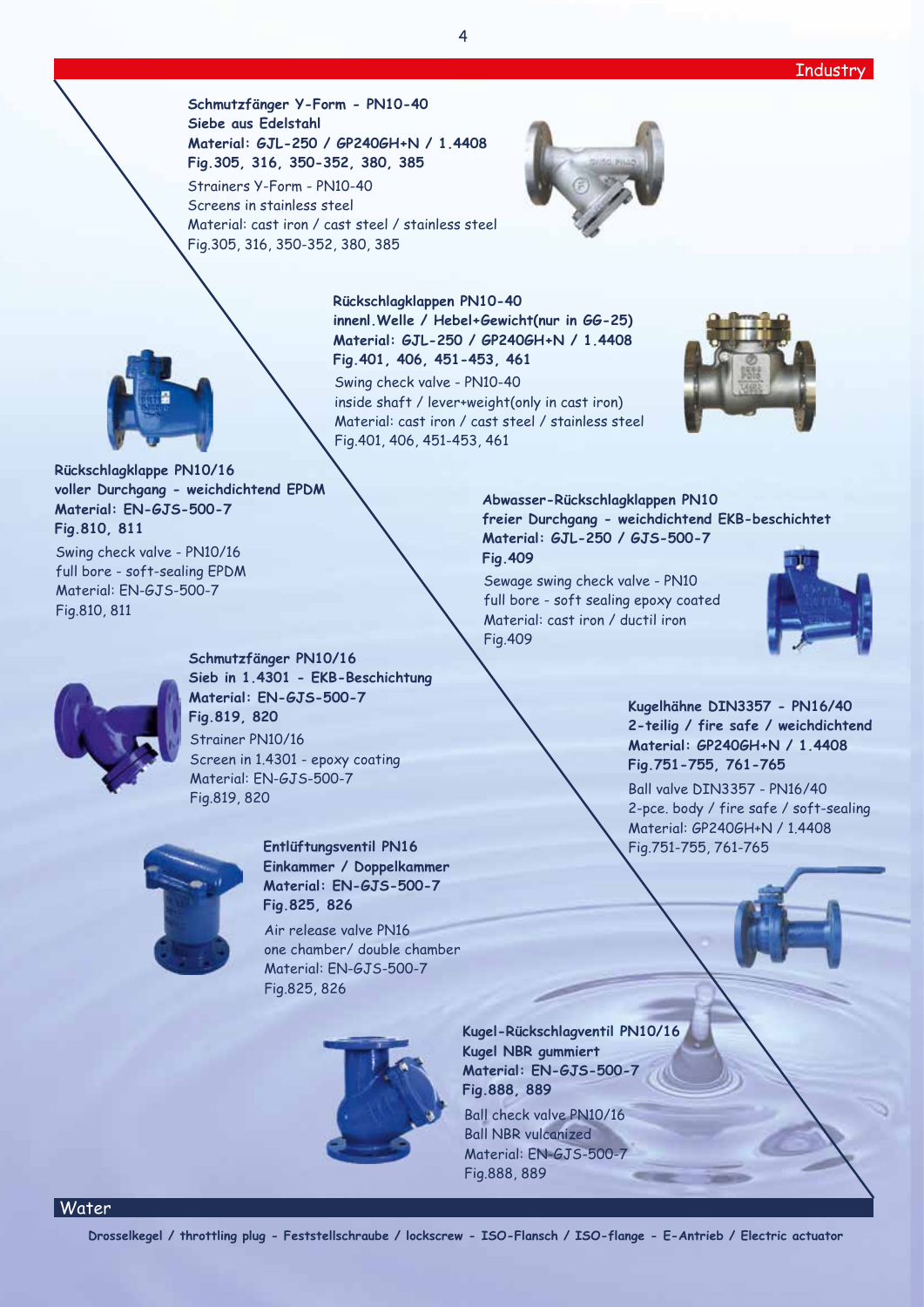## Industry

**Schmutzfänger Y-Form - PN10-40**
**Siebe aus Edelstahl**
**Material: GJL-250 / GP240GH+N / 1.4408**
**Fig.305, 316, 350-352, 380, 385**

Strainers Y-Form - PN10-40
Screens in stainless steel
Material: cast iron / cast steel / stainless steel
Fig.305, 316, 350-352, 380, 385

**Rückschlagklappen PN10-40**
**innenl.Welle / Hebel+Gewicht(nur in GG-25)**
**Material: GJL-250 / GP240GH+N / 1.4408**
**Fig.401, 406, 451-453, 461**

Swing check valve - PN10-40
inside shaft / lever+weight(only in cast iron)
Material: cast iron / cast steel / stainless steel
Fig.401, 406, 451-453, 461

**Rückschlagklappe PN10/16**
**voller Durchgang - weichdichtend EPDM**
**Material: EN-GJS-500-7**
**Fig.810, 811**

Swing check valve - PN10/16
full bore - soft-sealing EPDM
Material: EN-GJS-500-7
Fig.810, 811

**Abwasser-Rückschlagklappen PN10**
**freier Durchgang - weichdichtend EKB-beschichtet**
**Material: GJL-250 / GJS-500-7**
**Fig.409**

Sewage swing check valve - PN10
full bore - soft sealing epoxy coated
Material: cast iron / ductil iron
Fig.409

**Schmutzfänger PN10/16**
**Sieb in 1.4301 - EKB-Beschichtung**
**Material: EN-GJS-500-7**
**Fig.819, 820**

Strainer PN10/16
Screen in 1.4301 - epoxy coating
Material: EN-GJS-500-7
Fig.819, 820

**Kugelhähne DIN3357 - PN16/40**
**2-teilig / fire safe / weichdichtend**
**Material: GP240GH+N / 1.4408**
**Fig.751-755, 761-765**

Ball valve DIN3357 - PN16/40
2-pce. body / fire safe / soft-sealing
Material: GP240GH+N / 1.4408
Fig.751-755, 761-765

**Entlüftungsventil PN16**
**Einkammer / Doppelkammer**
**Material: EN-GJS-500-7**
**Fig.825, 826**

Air release valve PN16
one chamber/ double chamber
Material: EN-GJS-500-7
Fig.825, 826

**Kugel-Rückschlagventil PN10/16**
**Kugel NBR gummiert**
**Material: EN-GJS-500-7**
**Fig.888, 889**

Ball check valve PN10/16
Ball NBR vulcanized
Material: EN-GJS-500-7
Fig.888, 889

## Water

**Drosselkegel / throttling plug - Feststellschraube / lockscrew - ISO-Flansch / ISO-flange - E-Antrieb / Electric actuator**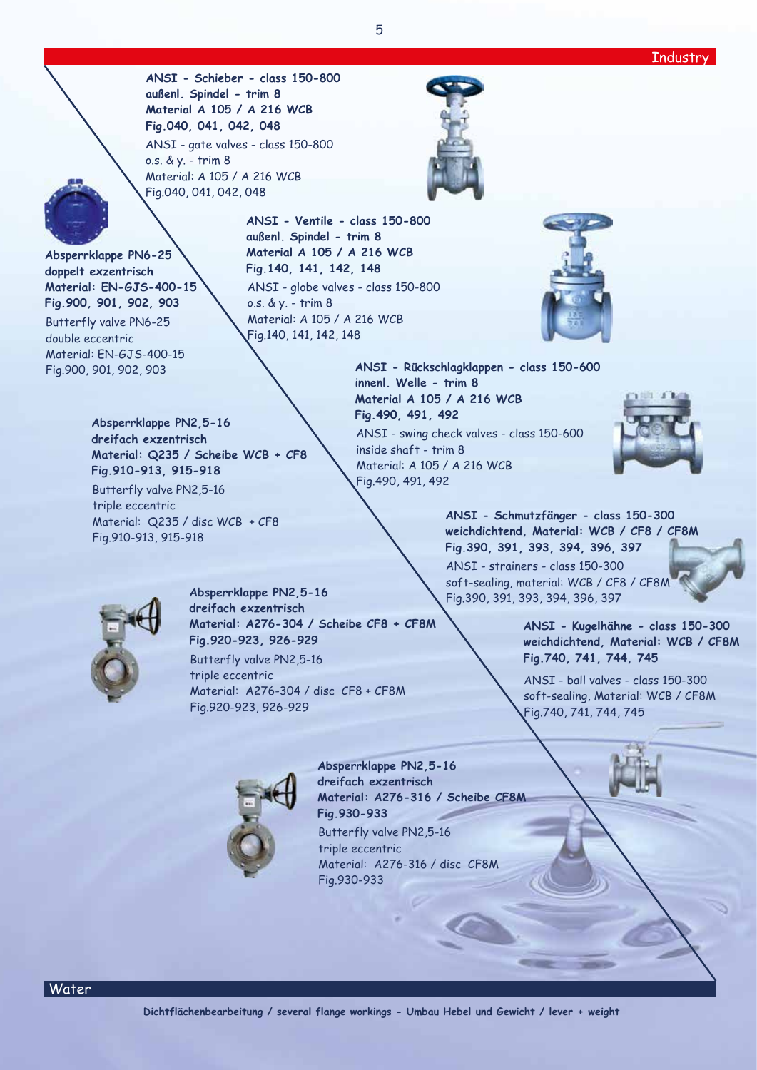Industry

**ANSI - Schieber - class 150-800**
**außenl. Spindel - trim 8**
**Material A 105 / A 216 WCB**
**Fig.040, 041, 042, 048**

ANSI - gate valves - class 150-800
o.s. & y. - trim 8
Material: A 105 / A 216 WCB
Fig.040, 041, 042, 048

**Absperrklappe PN6-25**
**doppelt exzentrisch**
**Material: EN-GJS-400-15**
**Fig.900, 901, 902, 903**

Butterfly valve PN6-25
double eccentric
Material: EN-GJS-400-15
Fig.900, 901, 902, 903

**ANSI - Ventile - class 150-800**
**außenl. Spindel - trim 8**
**Material A 105 / A 216 WCB**
**Fig.140, 141, 142, 148**

ANSI - globe valves - class 150-800
o.s. & y. - trim 8
Material: A 105 / A 216 WCB
Fig.140, 141, 142, 148

**ANSI - Rückschlagklappen - class 150-600**
**innenl. Welle - trim 8**
**Material A 105 / A 216 WCB**
**Fig.490, 491, 492**

ANSI - swing check valves - class 150-600
inside shaft - trim 8
Material: A 105 / A 216 WCB
Fig.490, 491, 492

**Absperrklappe PN2,5-16**
**dreifach exzentrisch**
**Material: Q235 / Scheibe WCB + CF8**
**Fig.910-913, 915-918**

Butterfly valve PN2,5-16
triple eccentric
Material: Q235 / disc WCB + CF8
Fig.910-913, 915-918

**ANSI - Schmutzfänger - class 150-300**
**weichdichtend, Material: WCB / CF8 / CF8M**
**Fig.390, 391, 393, 394, 396, 397**

ANSI - strainers - class 150-300
soft-sealing, material: WCB / CF8 / CF8M
Fig.390, 391, 393, 394, 396, 397

**Absperrklappe PN2,5-16**
**dreifach exzentrisch**
**Material: A276-304 / Scheibe CF8 + CF8M**
**Fig.920-923, 926-929**

Butterfly valve PN2,5-16
triple eccentric
Material: A276-304 / disc CF8 + CF8M
Fig.920-923, 926-929

**ANSI - Kugelhähne - class 150-300**
**weichdichtend, Material: WCB / CF8M**
**Fig.740, 741, 744, 745**

ANSI - ball valves - class 150-300
soft-sealing, Material: WCB / CF8M
Fig.740, 741, 744, 745

**Absperrklappe PN2,5-16**
**dreifach exzentrisch**
**Material: A276-316 / Scheibe CF8M**
**Fig.930-933**

Butterfly valve PN2,5-16
triple eccentric
Material: A276-316 / disc CF8M
Fig.930-933

Water

**Dichtflächenbearbeitung / several flange workings - Umbau Hebel und Gewicht / lever + weight**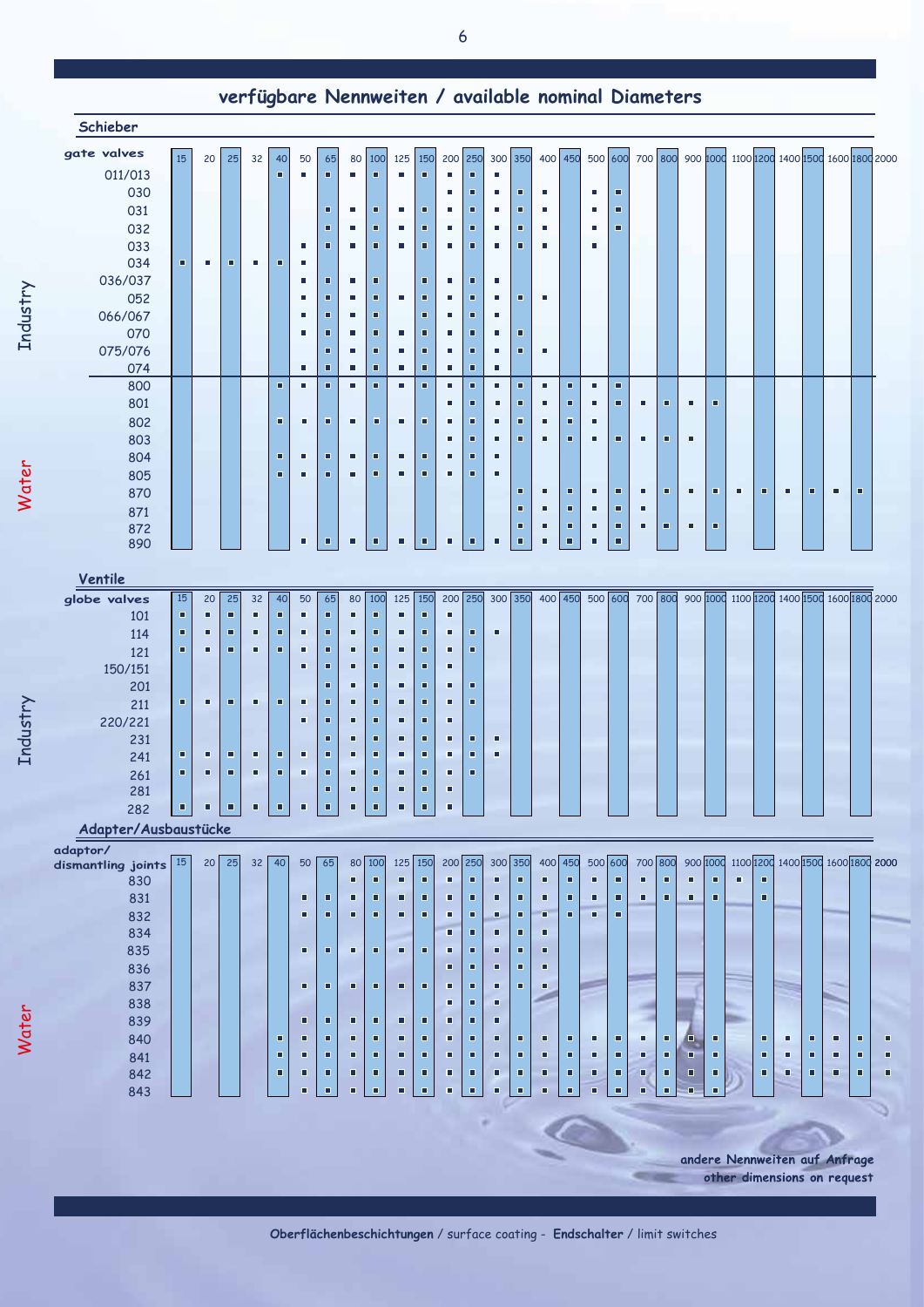## verfügbare Nennweiten / available nominal Diameters

### Schieber

| gate valves | 15 | 20 | 25 | 32 | 40 | 50 | 65 | 80 | 100 | 125 | 150 | 200 | 250 | 300 | 350 | 400 | 450 | 500 | 600 | 700 | 800 | 900 | 1000 | 1100 | 1200 | 1400 | 1500 | 1600 | 1800 | 2000 |
|---|---|---|---|---|---|---|---|---|---|---|---|---|---|---|---|---|---|---|---|---|---|---|---|---|---|---|---|---|---|---|
| 011/013 | | | | | ■ | ■ | ■ | ■ | ■ | ■ | ■ | ■ | ■ | ■ | | | | | | | | | | | | | | | | |
| 030 | | | | | | | | | | | | ■ | ■ | ■ | ■ | ■ | | ■ | ■ | | | | | | | | | | | |
| 031 | | | | | | | ■ | ■ | ■ | ■ | ■ | ■ | ■ | ■ | ■ | ■ | | ■ | ■ | | | | | | | | | | | |
| 032 | | | | | | | ■ | ■ | ■ | ■ | ■ | ■ | ■ | ■ | ■ | ■ | | ■ | ■ | | | | | | | | | | | |
| 033 | | | | | | ■ | ■ | ■ | ■ | ■ | ■ | ■ | ■ | ■ | ■ | ■ | | ■ | | | | | | | | | | | | |
| 034 | ■ | ■ | ■ | ■ | ■ | ■ | | | | | | | | | | | | | | | | | | | | | | | | |
| 036/037 | | | | | | ■ | ■ | ■ | ■ | | ■ | ■ | ■ | ■ | | | | | | | | | | | | | | | | |
| 052 | | | | | | ■ | ■ | ■ | ■ | ■ | ■ | ■ | ■ | ■ | ■ | ■ | | | | | | | | | | | | | | |
| 066/067 | | | | | | ■ | ■ | ■ | ■ | | ■ | ■ | ■ | ■ | | | | | | | | | | | | | | | | |
| 070 | | | | | | ■ | ■ | ■ | ■ | ■ | ■ | ■ | ■ | ■ | ■ | | | | | | | | | | | | | | | |
| 075/076 | | | | | | | ■ | ■ | ■ | ■ | ■ | ■ | ■ | ■ | ■ | ■ | | | | | | | | | | | | | | |
| 074 | | | | | | ■ | ■ | ■ | ■ | ■ | ■ | ■ | ■ | ■ | | | | | | | | | | | | | | | | |
| 800 | | | | | ■ | ■ | ■ | ■ | ■ | ■ | ■ | ■ | ■ | ■ | ■ | ■ | ■ | ■ | ■ | | | | | | | | | | | |
| 801 | | | | | | | | | | | | ■ | ■ | ■ | ■ | ■ | ■ | ■ | ■ | ■ | ■ | ■ | ■ | | | | | | | |
| 802 | | | | | ■ | ■ | ■ | ■ | ■ | ■ | ■ | ■ | ■ | ■ | ■ | ■ | ■ | ■ | | | | | | | | | | | | |
| 803 | | | | | | | | | | | | ■ | ■ | ■ | ■ | ■ | ■ | ■ | ■ | ■ | ■ | ■ | | | | | | | | |
| 804 | | | | | ■ | ■ | ■ | ■ | ■ | ■ | ■ | ■ | ■ | ■ | | | | | | | | | | | | | | | | |
| 805 | | | | | ■ | ■ | ■ | ■ | ■ | ■ | ■ | ■ | ■ | ■ | | | | | | | | | | | | | | | | |
| 870 | | | | | | | | | | | | | | | ■ | ■ | ■ | ■ | ■ | ■ | ■ | ■ | ■ | ■ | ■ | ■ | ■ | ■ | ■ | |
| 871 | | | | | | | | | | | | | | | ■ | ■ | ■ | ■ | ■ | ■ | | | | | | | | | | |
| 872 | | | | | | | | | | | | | | | ■ | ■ | ■ | ■ | ■ | ■ | ■ | ■ | ■ | | | | | | | |
| 890 | | | | | | ■ | ■ | ■ | ■ | ■ | ■ | ■ | ■ | ■ | ■ | ■ | ■ | ■ | ■ | | | | | | | | | | | |

Industry: 011/013 – 074; Water: 800 – 890

### Ventile

| globe valves | 15 | 20 | 25 | 32 | 40 | 50 | 65 | 80 | 100 | 125 | 150 | 200 | 250 | 300 | 350 | 400 | 450 | 500 | 600 | 700 | 800 | 900 | 1000 | 1100 | 1200 | 1400 | 1500 | 1600 | 1800 | 2000 |
|---|---|---|---|---|---|---|---|---|---|---|---|---|---|---|---|---|---|---|---|---|---|---|---|---|---|---|---|---|---|---|
| 101 | ■ | ■ | ■ | ■ | ■ | ■ | ■ | ■ | ■ | ■ | ■ | ■ | | | | | | | | | | | | | | | | | | |
| 114 | ■ | ■ | ■ | ■ | ■ | ■ | ■ | ■ | ■ | ■ | ■ | ■ | ■ | ■ | | | | | | | | | | | | | | | | |
| 121 | ■ | ■ | ■ | ■ | ■ | ■ | ■ | ■ | ■ | ■ | ■ | ■ | ■ | | | | | | | | | | | | | | | | | |
| 150/151 | | | | | | ■ | ■ | ■ | ■ | ■ | ■ | ■ | | | | | | | | | | | | | | | | | | |
| 201 | | | | | | | ■ | ■ | ■ | ■ | ■ | ■ | ■ | | | | | | | | | | | | | | | | | |
| 211 | ■ | ■ | ■ | ■ | ■ | ■ | ■ | ■ | ■ | ■ | ■ | ■ | ■ | | | | | | | | | | | | | | | | | |
| 220/221 | | | | | | ■ | ■ | ■ | ■ | ■ | ■ | ■ | | | | | | | | | | | | | | | | | | |
| 231 | | | | | | | ■ | ■ | ■ | ■ | ■ | ■ | ■ | ■ | | | | | | | | | | | | | | | | |
| 241 | ■ | ■ | ■ | ■ | ■ | ■ | ■ | ■ | ■ | ■ | ■ | ■ | ■ | ■ | | | | | | | | | | | | | | | | |
| 261 | ■ | ■ | ■ | ■ | ■ | ■ | ■ | ■ | ■ | ■ | ■ | ■ | ■ | | | | | | | | | | | | | | | | | |
| 281 | | | | | | | ■ | ■ | ■ | ■ | ■ | ■ | | | | | | | | | | | | | | | | | | |
| 282 | ■ | ■ | ■ | ■ | ■ | ■ | ■ | ■ | ■ | ■ | ■ | ■ | | | | | | | | | | | | | | | | | | |

Industry

### Adapter/Ausbaustücke

| adaptor/ dismantling joints | 15 | 20 | 25 | 32 | 40 | 50 | 65 | 80 | 100 | 125 | 150 | 200 | 250 | 300 | 350 | 400 | 450 | 500 | 600 | 700 | 800 | 900 | 1000 | 1100 | 1200 | 1400 | 1500 | 1600 | 1800 | 2000 |
|---|---|---|---|---|---|---|---|---|---|---|---|---|---|---|---|---|---|---|---|---|---|---|---|---|---|---|---|---|---|---|
| 830 | | | | | | | | ■ | ■ | ■ | ■ | ■ | ■ | ■ | ■ | ■ | ■ | ■ | ■ | ■ | ■ | ■ | ■ | ■ | ■ | | | | | |
| 831 | | | | | | ■ | ■ | ■ | ■ | ■ | ■ | ■ | ■ | ■ | ■ | ■ | ■ | ■ | ■ | ■ | ■ | ■ | ■ | | ■ | | | | | |
| 832 | | | | | | ■ | ■ | ■ | ■ | ■ | ■ | ■ | ■ | ■ | ■ | ■ | ■ | ■ | ■ | | | | | | | | | | | |
| 834 | | | | | | | | | | | | ■ | ■ | ■ | ■ | ■ | | | | | | | | | | | | | | |
| 835 | | | | | | ■ | ■ | ■ | ■ | ■ | ■ | ■ | ■ | ■ | ■ | ■ | | | | | | | | | | | | | | |
| 836 | | | | | | | | | | | | ■ | ■ | ■ | ■ | ■ | | | | | | | | | | | | | | |
| 837 | | | | | | ■ | ■ | ■ | ■ | ■ | ■ | ■ | ■ | ■ | ■ | ■ | | | | | | | | | | | | | | |
| 838 | | | | | | | | | | | | ■ | ■ | ■ | | | | | | | | | | | | | | | | |
| 839 | | | | | | ■ | ■ | ■ | ■ | ■ | ■ | ■ | ■ | ■ | | | | | | | | | | | | | | | | |
| 840 | | | | | ■ | ■ | ■ | ■ | ■ | ■ | ■ | ■ | ■ | ■ | ■ | ■ | ■ | ■ | ■ | ■ | ■ | ■ | ■ | | ■ | ■ | ■ | ■ | ■ | ■ |
| 841 | | | | | ■ | ■ | ■ | ■ | ■ | ■ | ■ | ■ | ■ | ■ | ■ | ■ | ■ | ■ | ■ | ■ | ■ | ■ | ■ | | ■ | ■ | ■ | ■ | ■ | ■ |
| 842 | | | | | ■ | ■ | ■ | ■ | ■ | ■ | ■ | ■ | ■ | ■ | ■ | ■ | ■ | ■ | ■ | ■ | ■ | ■ | ■ | | ■ | ■ | ■ | ■ | ■ | ■ |
| 843 | | | | | | ■ | ■ | ■ | ■ | ■ | ■ | ■ | ■ | ■ | ■ | ■ | ■ | ■ | ■ | ■ | ■ | ■ | ■ | | | | | | | |

Water

**andere Nennweiten auf Anfrage**
**other dimensions on request**

**Oberflächenbeschichtungen** / surface coating - **Endschalter** / limit switches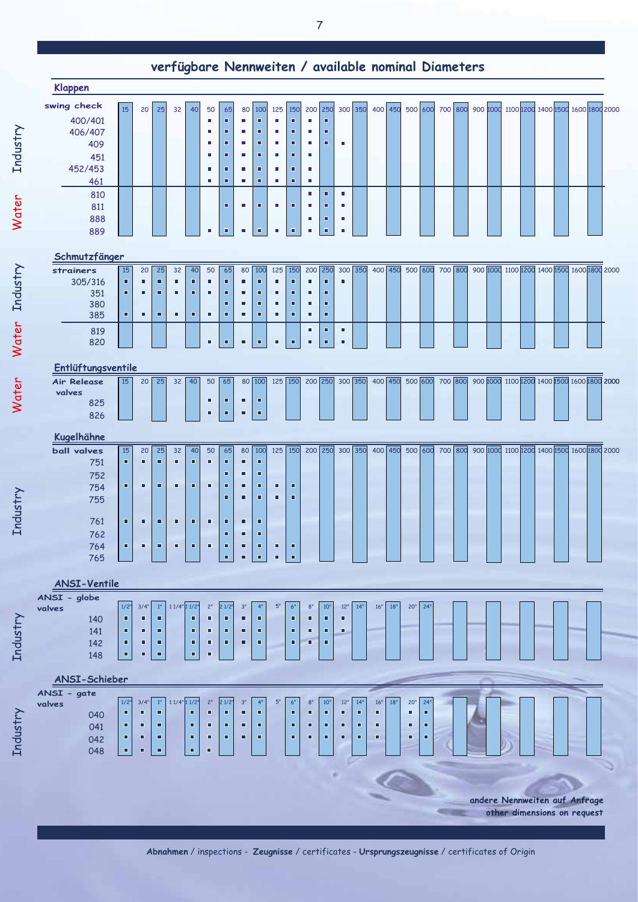## verfügbare Nennweiten / available nominal Diameters

### Klappen

**swing check**

| | 15 | 20 | 25 | 32 | 40 | 50 | 65 | 80 | 100 | 125 | 150 | 200 | 250 | 300 | 350 | 400 | 450 | 500 | 600 | 700 | 800 | 900 | 1000 | 1100 | 1200 | 1400 | 1500 | 1600 | 1800 | 2000 |
|---|---|---|---|---|---|---|---|---|---|---|---|---|---|---|---|---|---|---|---|---|---|---|---|---|---|---|---|---|---|---|
| **Industry** | | | | | | | | | | | | | | | | | | | | | | | | | | | | | | |
| 400/401 | | | | | | ■ | ■ | ■ | ■ | ■ | ■ | ■ | ■ | | | | | | | | | | | | | | | | | |
| 406/407 | | | | | | ■ | ■ | ■ | ■ | ■ | ■ | ■ | ■ | | | | | | | | | | | | | | | | | |
| 409 | | | | | | ■ | ■ | ■ | ■ | ■ | ■ | ■ | ■ | ■ | | | | | | | | | | | | | | | | |
| 451 | | | | | | ■ | ■ | ■ | ■ | ■ | ■ | ■ | | | | | | | | | | | | | | | | | | |
| 452/453 | | | | | | ■ | ■ | ■ | ■ | ■ | ■ | ■ | | | | | | | | | | | | | | | | | | |
| 461 | | | | | | ■ | ■ | ■ | ■ | ■ | ■ | ■ | | | | | | | | | | | | | | | | | | |
| **Water** | | | | | | | | | | | | | | | | | | | | | | | | | | | | | | |
| 810 | | | | | | | | | | | | ■ | ■ | ■ | | | | | | | | | | | | | | | | |
| 811 | | | | | | | ■ | ■ | ■ | ■ | ■ | ■ | ■ | ■ | | | | | | | | | | | | | | | | |
| 888 | | | | | | | | | | | | ■ | ■ | ■ | | | | | | | | | | | | | | | | |
| 889 | | | | | | ■ | ■ | ■ | ■ | ■ | ■ | ■ | ■ | ■ | | | | | | | | | | | | | | | | |

### Schmutzfänger

**strainers**

| | 15 | 20 | 25 | 32 | 40 | 50 | 65 | 80 | 100 | 125 | 150 | 200 | 250 | 300 | 350 | 400 | 450 | 500 | 600 | 700 | 800 | 900 | 1000 | 1100 | 1200 | 1400 | 1500 | 1600 | 1800 | 2000 |
|---|---|---|---|---|---|---|---|---|---|---|---|---|---|---|---|---|---|---|---|---|---|---|---|---|---|---|---|---|---|---|
| **Industry** | | | | | | | | | | | | | | | | | | | | | | | | | | | | | | |
| 305/316 | ■ | ■ | ■ | ■ | ■ | ■ | ■ | ■ | ■ | ■ | ■ | ■ | ■ | ■ | | | | | | | | | | | | | | | | |
| 351 | ■ | ■ | ■ | ■ | ■ | ■ | ■ | ■ | ■ | ■ | ■ | ■ | ■ | | | | | | | | | | | | | | | | | |
| 380 | | | | | | | ■ | ■ | ■ | ■ | ■ | ■ | ■ | | | | | | | | | | | | | | | | | |
| 385 | ■ | ■ | ■ | ■ | ■ | ■ | ■ | ■ | ■ | ■ | ■ | ■ | ■ | | | | | | | | | | | | | | | | | |
| **Water** | | | | | | | | | | | | | | | | | | | | | | | | | | | | | | |
| 819 | | | | | | | | | | | | ■ | ■ | ■ | | | | | | | | | | | | | | | | |
| 820 | | | | | | ■ | ■ | ■ | ■ | ■ | ■ | ■ | ■ | ■ | | | | | | | | | | | | | | | | |

### Entlüftungsventile

**Air Release valves**

| | 15 | 20 | 25 | 32 | 40 | 50 | 65 | 80 | 100 | 125 | 150 | 200 | 250 | 300 | 350 | 400 | 450 | 500 | 600 | 700 | 800 | 900 | 1000 | 1100 | 1200 | 1400 | 1500 | 1600 | 1800 | 2000 |
|---|---|---|---|---|---|---|---|---|---|---|---|---|---|---|---|---|---|---|---|---|---|---|---|---|---|---|---|---|---|---|
| **Water** | | | | | | | | | | | | | | | | | | | | | | | | | | | | | | |
| 825 | | | | | | ■ | ■ | ■ | ■ | | | | | | | | | | | | | | | | | | | | | |
| 826 | | | | | | ■ | ■ | ■ | ■ | | | | | | | | | | | | | | | | | | | | | |

### Kugelhähne

**ball valves**

| | 15 | 20 | 25 | 32 | 40 | 50 | 65 | 80 | 100 | 125 | 150 | 200 | 250 | 300 | 350 | 400 | 450 | 500 | 600 | 700 | 800 | 900 | 1000 | 1100 | 1200 | 1400 | 1500 | 1600 | 1800 | 2000 |
|---|---|---|---|---|---|---|---|---|---|---|---|---|---|---|---|---|---|---|---|---|---|---|---|---|---|---|---|---|---|---|
| **Industry** | | | | | | | | | | | | | | | | | | | | | | | | | | | | | | |
| 751 | ■ | ■ | ■ | ■ | ■ | ■ | ■ | ■ | ■ | | | | | | | | | | | | | | | | | | | | | |
| 752 | | | | | | | ■ | ■ | ■ | | | | | | | | | | | | | | | | | | | | | |
| 754 | ■ | ■ | ■ | ■ | ■ | ■ | ■ | ■ | ■ | ■ | ■ | | | | | | | | | | | | | | | | | | | |
| 755 | | | | | | | ■ | ■ | ■ | ■ | ■ | | | | | | | | | | | | | | | | | | | |
| 761 | ■ | ■ | ■ | ■ | ■ | ■ | ■ | ■ | ■ | | | | | | | | | | | | | | | | | | | | | |
| 762 | | | | | | | ■ | ■ | ■ | | | | | | | | | | | | | | | | | | | | | |
| 764 | ■ | ■ | ■ | ■ | ■ | ■ | ■ | ■ | ■ | ■ | ■ | | | | | | | | | | | | | | | | | | | |
| 765 | | | | | | | ■ | ■ | ■ | ■ | ■ | | | | | | | | | | | | | | | | | | | |

### ANSI-Ventile

**ANSI - globe valves**

| | 1/2" | 3/4" | 1" | 1 1/4" | 1 1/2" | 2" | 2 1/2" | 3" | 4" | 5" | 6" | 8" | 10" | 12" | 14" | 16" | 18" | 20" | 24" |
|---|---|---|---|---|---|---|---|---|---|---|---|---|---|---|---|---|---|---|---|
| **Industry** | | | | | | | | | | | | | | | | | | | |
| 140 | ■ | ■ | ■ | | ■ | ■ | ■ | ■ | ■ | | ■ | ■ | ■ | ■ | | | | | |
| 141 | ■ | ■ | ■ | | ■ | ■ | ■ | ■ | ■ | | ■ | ■ | ■ | ■ | | | | | |
| 142 | ■ | ■ | ■ | | ■ | ■ | ■ | ■ | ■ | | ■ | ■ | ■ | | | | | | |
| 148 | ■ | ■ | ■ | | ■ | ■ | | | | | | | | | | | | | |

### ANSI-Schieber

**ANSI - gate valves**

| | 1/2" | 3/4" | 1" | 1 1/4" | 1 1/2" | 2" | 2 1/2" | 3" | 4" | 5" | 6" | 8" | 10" | 12" | 14" | 16" | 18" | 20" | 24" |
|---|---|---|---|---|---|---|---|---|---|---|---|---|---|---|---|---|---|---|---|
| **Industry** | | | | | | | | | | | | | | | | | | | |
| 040 | ■ | ■ | ■ | | ■ | ■ | ■ | ■ | ■ | | ■ | ■ | ■ | ■ | ■ | ■ | | ■ | ■ |
| 041 | ■ | ■ | ■ | | ■ | ■ | ■ | ■ | ■ | | ■ | ■ | ■ | ■ | ■ | ■ | | ■ | ■ |
| 042 | ■ | ■ | ■ | | ■ | ■ | ■ | ■ | ■ | | ■ | ■ | ■ | ■ | ■ | ■ | | ■ | ■ |
| 048 | ■ | ■ | ■ | | ■ | ■ | | | | | | | | | | | | | |

**andere Nennweiten auf Anfrage**
**other dimensions on request**

**Abnahmen** / inspections - **Zeugnisse** / certificates - **Ursprungszeugnisse** / certificates of Origin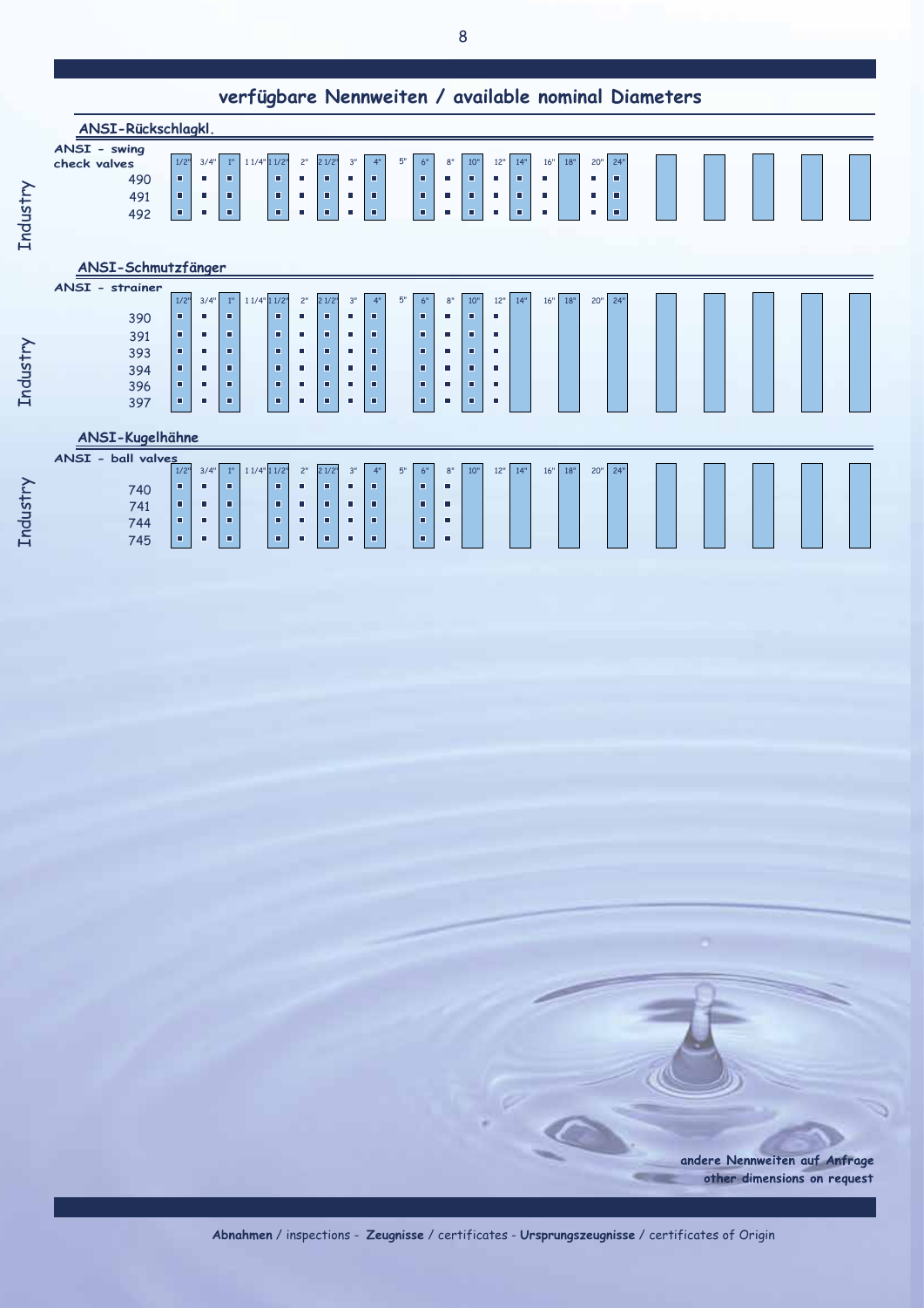## verfügbare Nennweiten / available nominal Diameters

### ANSI-Rückschlagkl.

| ANSI - swing check valves | 1/2" | 3/4" | 1" | 1 1/4" | 1 1/2" | 2" | 2 1/2" | 3" | 4" | 5" | 6" | 8" | 10" | 12" | 14" | 16" | 18" | 20" | 24" |
|---|---|---|---|---|---|---|---|---|---|---|---|---|---|---|---|---|---|---|---|
| 490 | ■ | ■ | ■ | | ■ | ■ | ■ | ■ | ■ | | ■ | ■ | ■ | ■ | ■ | ■ | | ■ | ■ |
| 491 | ■ | ■ | ■ | | ■ | ■ | ■ | ■ | ■ | | ■ | ■ | ■ | ■ | ■ | ■ | | ■ | ■ |
| 492 | ■ | ■ | ■ | | ■ | ■ | ■ | ■ | ■ | | ■ | ■ | ■ | ■ | ■ | ■ | | ■ | ■ |

### ANSI-Schmutzfänger

| ANSI - strainer | 1/2" | 3/4" | 1" | 1 1/4" | 1 1/2" | 2" | 2 1/2" | 3" | 4" | 5" | 6" | 8" | 10" | 12" | 14" | 16" | 18" | 20" | 24" |
|---|---|---|---|---|---|---|---|---|---|---|---|---|---|---|---|---|---|---|---|
| 390 | ■ | ■ | ■ | | ■ | ■ | ■ | ■ | ■ | | ■ | ■ | ■ | ■ | | | | | |
| 391 | ■ | ■ | ■ | | ■ | ■ | ■ | ■ | ■ | | ■ | ■ | ■ | ■ | | | | | |
| 393 | ■ | ■ | ■ | | ■ | ■ | ■ | ■ | ■ | | ■ | ■ | ■ | ■ | | | | | |
| 394 | ■ | ■ | ■ | | ■ | ■ | ■ | ■ | ■ | | ■ | ■ | ■ | ■ | | | | | |
| 396 | ■ | ■ | ■ | | ■ | ■ | ■ | ■ | ■ | | ■ | ■ | ■ | ■ | | | | | |
| 397 | ■ | ■ | ■ | | ■ | ■ | ■ | ■ | ■ | | ■ | ■ | ■ | ■ | | | | | |

### ANSI-Kugelhähne

| ANSI - ball valves | 1/2" | 3/4" | 1" | 1 1/4" | 1 1/2" | 2" | 2 1/2" | 3" | 4" | 5" | 6" | 8" | 10" | 12" | 14" | 16" | 18" | 20" | 24" |
|---|---|---|---|---|---|---|---|---|---|---|---|---|---|---|---|---|---|---|---|
| 740 | ■ | ■ | ■ | | ■ | ■ | ■ | ■ | ■ | | ■ | ■ | | | | | | | |
| 741 | ■ | ■ | ■ | | ■ | ■ | ■ | ■ | ■ | | ■ | ■ | | | | | | | |
| 744 | ■ | ■ | ■ | | ■ | ■ | ■ | ■ | ■ | | ■ | ■ | | | | | | | |
| 745 | ■ | ■ | ■ | | ■ | ■ | ■ | ■ | ■ | | ■ | ■ | | | | | | | |

**andere Nennweiten auf Anfrage**
**other dimensions on request**

**Abnahmen** / inspections - **Zeugnisse** / certificates - **Ursprungszeugnisse** / certificates of Origin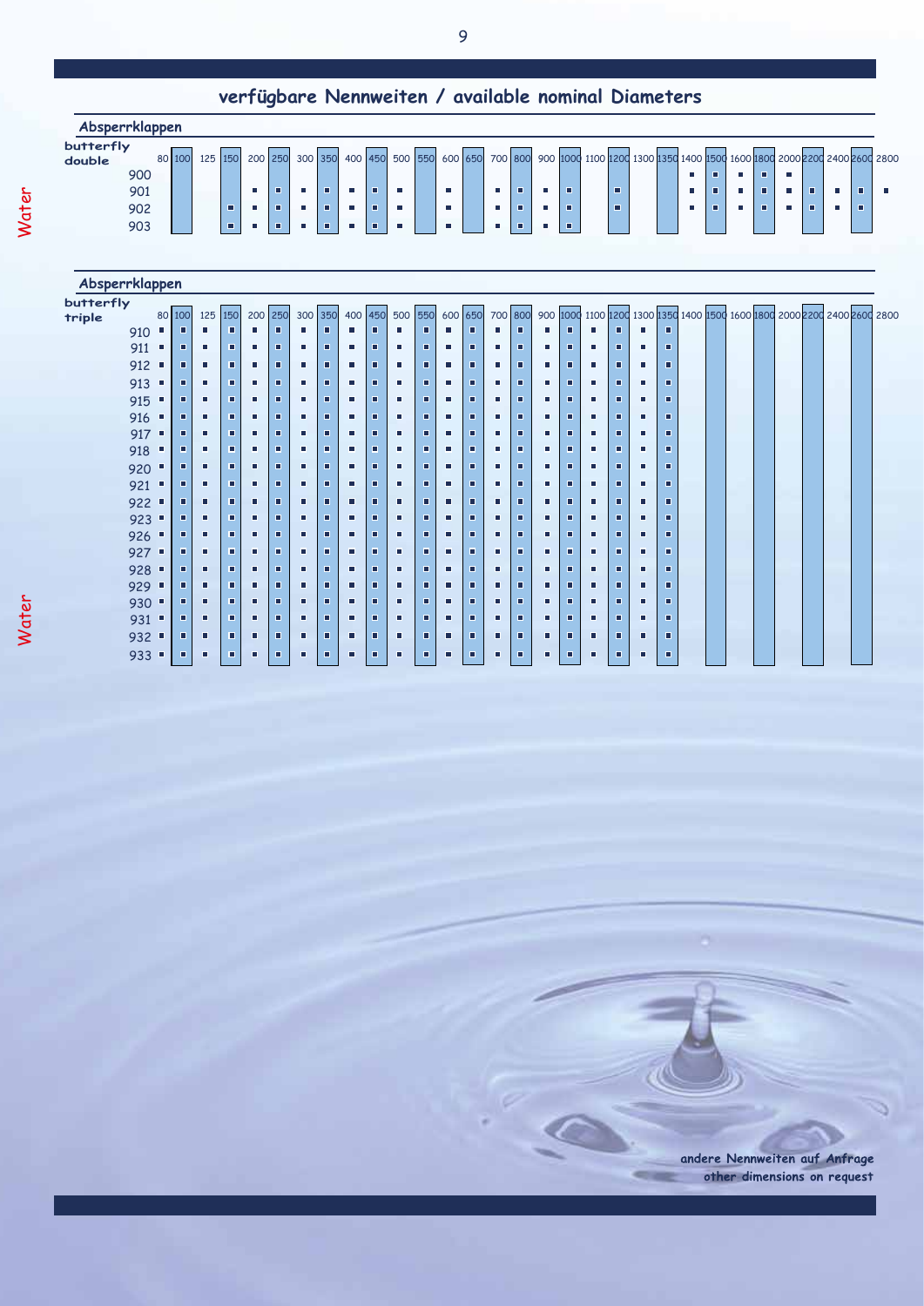# verfügbare Nennweiten / available nominal Diameters

## Absperrklappen

**butterfly double**

| | 80 | 100 | 125 | 150 | 200 | 250 | 300 | 350 | 400 | 450 | 500 | 550 | 600 | 650 | 700 | 800 | 900 | 1000 | 1100 | 1200 | 1300 | 1350 | 1400 | 1500 | 1600 | 1800 | 2000 | 2200 | 2400 | 2600 | 2800 |
|---|---|---|---|---|---|---|---|---|---|---|---|---|---|---|---|---|---|---|---|---|---|---|---|---|---|---|---|---|---|---|---|
| 900 | | | | | | | | | | | | | | | | | | | | | | | ■ | ■ | ■ | ■ | ■ | | | | |
| 901 | | | | | ■ | ■ | ■ | ■ | ■ | ■ | ■ | | ■ | | ■ | ■ | ■ | ■ | | ■ | | | ■ | ■ | ■ | ■ | ■ | ■ | ■ | ■ | ■ |
| 902 | | | | ■ | ■ | ■ | ■ | ■ | ■ | ■ | ■ | | ■ | | ■ | ■ | ■ | ■ | | ■ | | | ■ | ■ | ■ | ■ | ■ | ■ | ■ | ■ | |
| 903 | | | | ■ | ■ | ■ | ■ | ■ | ■ | ■ | ■ | | ■ | | ■ | ■ | ■ | ■ | | | | | | | | | | | | | |

## Absperrklappen

**butterfly triple**

| | 80 | 100 | 125 | 150 | 200 | 250 | 300 | 350 | 400 | 450 | 500 | 550 | 600 | 650 | 700 | 800 | 900 | 1000 | 1100 | 1200 | 1300 | 1350 | 1400 | 1500 | 1600 | 1800 | 2000 | 2200 | 2400 | 2600 | 2800 |
|---|---|---|---|---|---|---|---|---|---|---|---|---|---|---|---|---|---|---|---|---|---|---|---|---|---|---|---|---|---|---|---|
| 910 | ■ | ■ | ■ | ■ | ■ | ■ | ■ | ■ | ■ | ■ | ■ | ■ | ■ | ■ | ■ | ■ | ■ | ■ | ■ | ■ | ■ | ■ | | | | | | | | | |
| 911 | ■ | ■ | ■ | ■ | ■ | ■ | ■ | ■ | ■ | ■ | ■ | ■ | ■ | ■ | ■ | ■ | ■ | ■ | ■ | ■ | ■ | ■ | | | | | | | | | |
| 912 | ■ | ■ | ■ | ■ | ■ | ■ | ■ | ■ | ■ | ■ | ■ | ■ | ■ | ■ | ■ | ■ | ■ | ■ | ■ | ■ | ■ | ■ | | | | | | | | | |
| 913 | ■ | ■ | ■ | ■ | ■ | ■ | ■ | ■ | ■ | ■ | ■ | ■ | ■ | ■ | ■ | ■ | ■ | ■ | ■ | ■ | ■ | ■ | | | | | | | | | |
| 915 | ■ | ■ | ■ | ■ | ■ | ■ | ■ | ■ | ■ | ■ | ■ | ■ | ■ | ■ | ■ | ■ | ■ | ■ | ■ | ■ | ■ | ■ | | | | | | | | | |
| 916 | ■ | ■ | ■ | ■ | ■ | ■ | ■ | ■ | ■ | ■ | ■ | ■ | ■ | ■ | ■ | ■ | ■ | ■ | ■ | ■ | ■ | ■ | | | | | | | | | |
| 917 | ■ | ■ | ■ | ■ | ■ | ■ | ■ | ■ | ■ | ■ | ■ | ■ | ■ | ■ | ■ | ■ | ■ | ■ | ■ | ■ | ■ | ■ | | | | | | | | | |
| 918 | ■ | ■ | ■ | ■ | ■ | ■ | ■ | ■ | ■ | ■ | ■ | ■ | ■ | ■ | ■ | ■ | ■ | ■ | ■ | ■ | ■ | ■ | | | | | | | | | |
| 920 | ■ | ■ | ■ | ■ | ■ | ■ | ■ | ■ | ■ | ■ | ■ | ■ | ■ | ■ | ■ | ■ | ■ | ■ | ■ | ■ | ■ | ■ | | | | | | | | | |
| 921 | ■ | ■ | ■ | ■ | ■ | ■ | ■ | ■ | ■ | ■ | ■ | ■ | ■ | ■ | ■ | ■ | ■ | ■ | ■ | ■ | ■ | ■ | | | | | | | | | |
| 922 | ■ | ■ | ■ | ■ | ■ | ■ | ■ | ■ | ■ | ■ | ■ | ■ | ■ | ■ | ■ | ■ | ■ | ■ | ■ | ■ | ■ | ■ | | | | | | | | | |
| 923 | ■ | ■ | ■ | ■ | ■ | ■ | ■ | ■ | ■ | ■ | ■ | ■ | ■ | ■ | ■ | ■ | ■ | ■ | ■ | ■ | ■ | ■ | | | | | | | | | |
| 926 | ■ | ■ | ■ | ■ | ■ | ■ | ■ | ■ | ■ | ■ | ■ | ■ | ■ | ■ | ■ | ■ | ■ | ■ | ■ | ■ | ■ | ■ | | | | | | | | | |
| 927 | ■ | ■ | ■ | ■ | ■ | ■ | ■ | ■ | ■ | ■ | ■ | ■ | ■ | ■ | ■ | ■ | ■ | ■ | ■ | ■ | ■ | ■ | | | | | | | | | |
| 928 | ■ | ■ | ■ | ■ | ■ | ■ | ■ | ■ | ■ | ■ | ■ | ■ | ■ | ■ | ■ | ■ | ■ | ■ | ■ | ■ | ■ | ■ | | | | | | | | | |
| 929 | ■ | ■ | ■ | ■ | ■ | ■ | ■ | ■ | ■ | ■ | ■ | ■ | ■ | ■ | ■ | ■ | ■ | ■ | ■ | ■ | ■ | ■ | | | | | | | | | |
| 930 | ■ | ■ | ■ | ■ | ■ | ■ | ■ | ■ | ■ | ■ | ■ | ■ | ■ | ■ | ■ | ■ | ■ | ■ | ■ | ■ | ■ | ■ | | | | | | | | | |
| 931 | ■ | ■ | ■ | ■ | ■ | ■ | ■ | ■ | ■ | ■ | ■ | ■ | ■ | ■ | ■ | ■ | ■ | ■ | ■ | ■ | ■ | ■ | | | | | | | | | |
| 932 | ■ | ■ | ■ | ■ | ■ | ■ | ■ | ■ | ■ | ■ | ■ | ■ | ■ | ■ | ■ | ■ | ■ | ■ | ■ | ■ | ■ | ■ | | | | | | | | | |
| 933 | ■ | ■ | ■ | ■ | ■ | ■ | ■ | ■ | ■ | ■ | ■ | ■ | ■ | ■ | ■ | ■ | ■ | ■ | ■ | ■ | ■ | ■ | | | | | | | | | |

**andere Nennweiten auf Anfrage**
**other dimensions on request**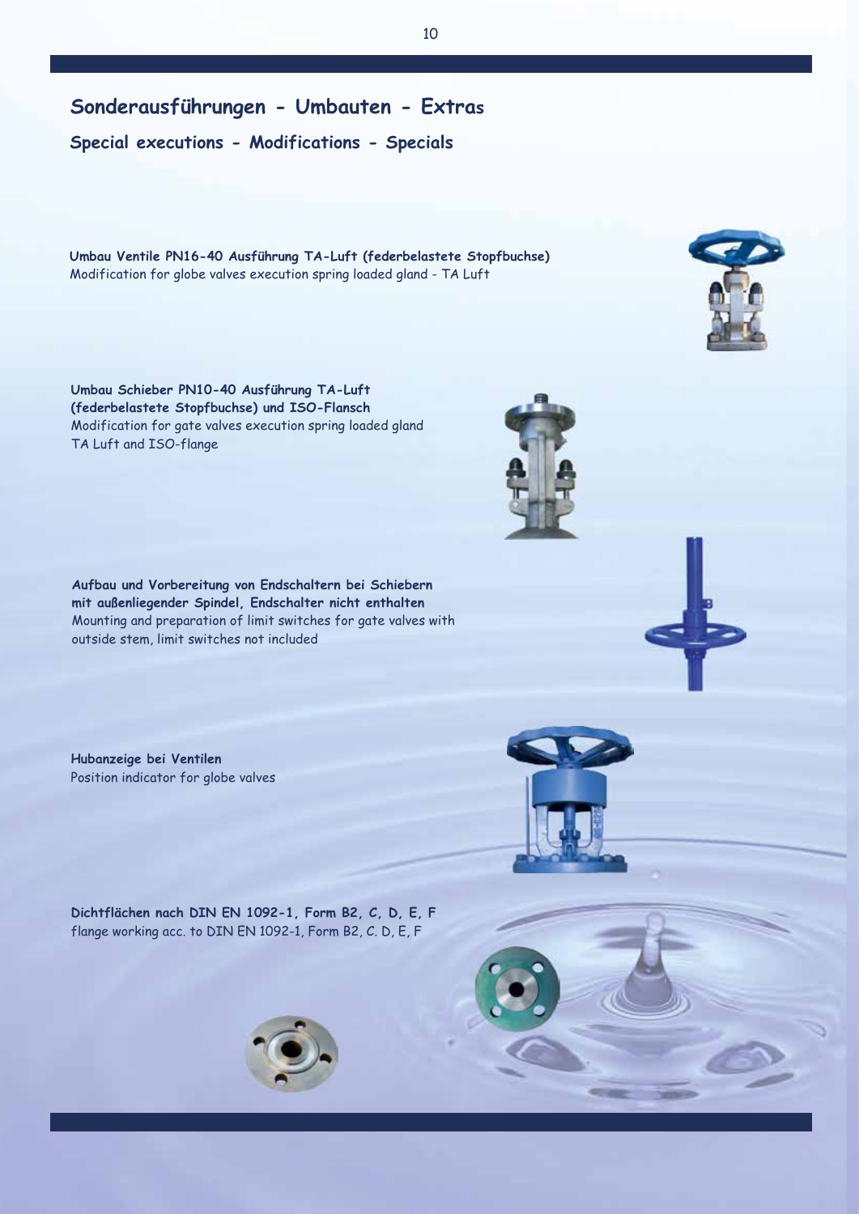# Sonderausführungen - Umbauten - Extras

## Special executions - Modifications - Specials

**Umbau Ventile PN16-40 Ausführung TA-Luft (federbelastete Stopfbuchse)**
Modification for globe valves execution spring loaded gland - TA Luft

**Umbau Schieber PN10-40 Ausführung TA-Luft (federbelastete Stopfbuchse) und ISO-Flansch**
Modification for gate valves execution spring loaded gland TA Luft and ISO-flange

**Aufbau und Vorbereitung von Endschaltern bei Schiebern mit außenliegender Spindel, Endschalter nicht enthalten**
Mounting and preparation of limit switches for gate valves with outside stem, limit switches not included

**Hubanzeige bei Ventilen**
Position indicator for globe valves

**Dichtflächen nach DIN EN 1092-1, Form B2, C, D, E, F**
flange working acc. to DIN EN 1092-1, Form B2, C. D, E, F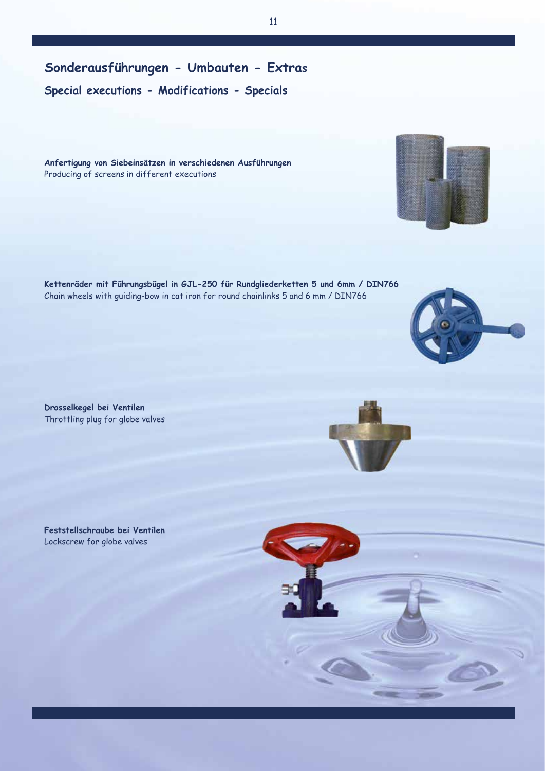# Sonderausführungen - Umbauten - Extras

## Special executions - Modifications - Specials

**Anfertigung von Siebeinsätzen in verschiedenen Ausführungen**
Producing of screens in different executions

**Kettenräder mit Führungsbügel in GJL-250 für Rundgliederketten 5 und 6mm / DIN766**
Chain wheels with guiding-bow in cat iron for round chainlinks 5 and 6 mm / DIN766

**Drosselkegel bei Ventilen**
Throttling plug for globe valves

**Feststellschraube bei Ventilen**
Lockscrew for globe valves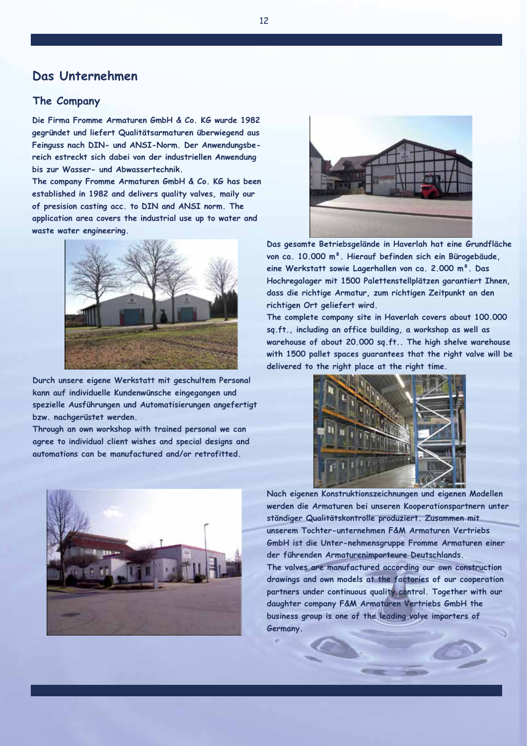## Das Unternehmen

### The Company

**Die Firma Fromme Armaturen GmbH & Co. KG wurde 1982 gegründet und liefert Qualitätsarmaturen überwiegend aus Feinguss nach DIN- und ANSI-Norm. Der Anwendungsbereich estreckt sich dabei von der industriellen Anwendung bis zur Wasser- und Abwassertechnik.**

**The company Fromme Armaturen GmbH & Co. KG has been established in 1982 and delivers quality valves, maily our of presision casting acc. to DIN and ANSI norm. The application area covers the industrial use up to water and waste water engineering.**

**Durch unsere eigene Werkstatt mit geschultem Personal kann auf individuelle Kundenwünsche eingegangen und spezielle Ausführungen und Automatisierungen angefertigt bzw. nachgerüstet werden.**

**Through an own workshop with trained personal we can agree to individual client wishes and special designs and automations can be manufactured and/or retrofitted.**

**Das gesamte Betriebsgelände in Haverlah hat eine Grundfläche von ca. 10.000 m². Hierauf befinden sich ein Bürogebäude, eine Werkstatt sowie Lagerhallen von ca. 2.000 m². Das Hochregalager mit 1500 Palettenstellplätzen garantiert Ihnen, dass die richtige Armatur, zum richtigen Zeitpunkt an den richtigen Ort geliefert wird.**

**The complete company site in Haverlah covers about 100.000 sq.ft., including an office building, a workshop as well as warehouse of about 20.000 sq.ft.. The high shelve warehouse with 1500 pallet spaces guarantees that the right valve will be delivered to the right place at the right time.**

**Nach eigenen Konstruktionszeichnungen und eigenen Modellen werden die Armaturen bei unseren Kooperationspartnern unter ständiger Qualitätskontrolle produziert. Zusammen mit unserem Tochter-unternehmen F&M Armaturen Vertriebs GmbH ist die Unter-nehmensgruppe Fromme Armaturen einer der führenden Armaturenimporteure Deutschlands.**

**The valves are manufactured according our own construction drawings and own models at the factories of our cooperation partners under continuous quality control. Together with our daughter company F&M Armaturen Vertriebs GmbH the business group is one of the leading valve importers of Germany.**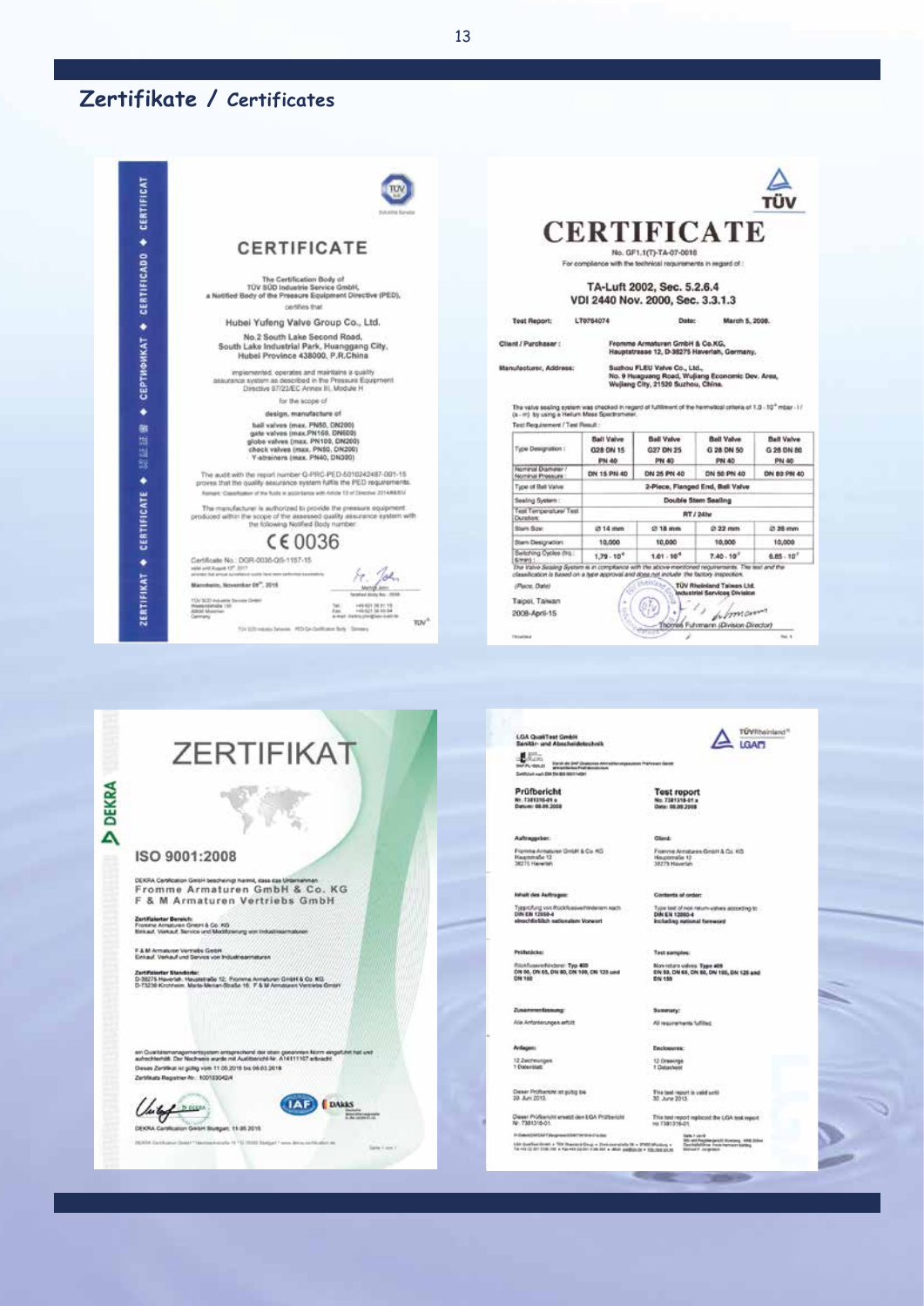# Zertifikate / Certificates

## CERTIFICATE

The Certification Body of
TÜV SÜD Industrie Service GmbH,
a Notified Body of the Pressure Equipment Directive (PED),
certifies that

Hubei Yufeng Valve Group Co., Ltd.

No.2 South Lake Second Road,
South Lake Industrial Park, Huanggang City,
Hubei Province 438000, P.R.China

implemented, operates and maintains a quality assurance system as described in the Pressure Equipment Directive 97/23/EC Annex III, Module H

for the scope of

design, manufacture of

ball valves (max. PN50, DN200)
gate valves (max.PN160, DN600)
globe valves (max. PN100, DN200)
check valves (max. PN50, DN200)
Y-strainers (max. PN40, DN300)

The audit with the report number Q-PRC-PED-5010242487-001-15 proves that the quality assurance system fulfils the PED requirements.

The manufacturer is authorized to provide the pressure equipment produced within the scope of the assessed quality assurance system with the following Notified Body number:

CE 0036

Certificate No.: DGR-0036-QS-1157-15

Mannheim, November 09th, 2015

## CERTIFICATE

No. GF1.1(T)-TA-07-0018

For compliance with the technical requirements in regard of:

**TA-Luft 2002, Sec. 5.2.6.4**
**VDI 2440 Nov. 2000, Sec. 3.3.1.3**

**Test Report:** LT0764074 **Date:** March 5, 2008.

**Client / Purchaser:** Fromme Armaturen GmbH & Co.KG, Hauptstrasse 12, D-38275 Haverlah, Germany.

**Manufacturer, Address:** Suzhou FLEU Valve Co., Ltd., No. 9 Huaguang Road, Wujiang Economic Dev. Area, Wujiang City, 21520 Suzhou, China.

Test Requirement / Test Result:

| | Ball Valve G28 DN 15 PN 40 | Ball Valve G27 DN 25 PN 40 | Ball Valve G 28 DN 50 PN 40 | Ball Valve G 28 DN 80 PN 40 |
|---|---|---|---|---|
| Type Designation: | | | | |
| Nominal Diameter / Nominal Pressure: | DN 15 PN 40 | DN 25 PN 40 | DN 50 PN 40 | DN 80 PN 40 |
| Type of Ball Valve: | 2-Piece, Flanged End, Ball Valve | | | |
| Sealing System: | Double Stem Sealing | | | |
| Test Temperature/ Test Duration: | RT / 24hr | | | |
| Stem Size: | Ø 14 mm | Ø 18 mm | Ø 22 mm | Ø 28 mm |
| Stem Designation: | 10,000 | 10,000 | 10,000 | 10,000 |
| Switching Cycles (hrs): | 1.79 · 10⁻⁸ | 1.61 · 10⁻⁸ | 7.40 · 10⁻⁷ | 6.85 · 10⁻⁷ |

The Valve Sealing System is in compliance with the above mentioned requirements. The test and the classification is based on a type approval and does not include the factory inspection.

Taipei, Taiwan
2008-April-15

TÜV Rheinland Taiwan Ltd.
Industrial Services Division
Thomas Fuhrmann (Division Director)

## ZERTIFIKAT

DEKRA

ISO 9001:2008

DEKRA Certification GmbH bescheinigt hiermit, dass das Unternehmen

**Fromme Armaturen GmbH & Co. KG**
**F & M Armaturen Vertriebs GmbH**

**Zertifizierter Bereich:**
Fromme Armaturen GmbH & Co. KG
Einkauf, Verkauf, Service und Modifizierung von Industriearmaturen

F & M Armaturen Vertriebs GmbH
Einkauf, Verkauf und Service von Industriearmaturen

**Zertifizierter Standorte:**
D-38275 Haverlah, Hauptstraße 12, Fromme Armaturen GmbH & Co. KG
D-73230 Kirchheim, Maria-Merian-Straße 16, F & M Armaturen Vertriebs GmbH

ein Qualitätsmanagementsystem entsprechend der oben genannten Norm eingeführt hat und aufrechterhält. Der Nachweis wurde mit Auditbericht Nr. A14111167 erbracht.
Dieses Zertifikat ist gültig vom 11.05.2015 bis 06.03.2018
Zertifikats-Registrier-Nr.: 10010304/4

DEKRA Certification GmbH Stuttgart, 11.05.2015

## Prüfbericht / Test report

LGA QualiTest GmbH
Sanitär- und Abscheidetechnik

| Prüfbericht | Test report |
|---|---|
| Nr. 7381318-01 a, Datum: 08.09.2008 | No. 7381318-01 a, Date: 08.09.2008 |
| **Auftraggeber:** Fromme Armaturen GmbH & Co KG, Hauptstraße 12, 38275 Haverlah | **Client:** Fromme Armaturen GmbH & Co. KG, Hauptstraße 12, 38275 Haverlah |
| **Inhalt des Auftrages:** Typprüfung von Rückflussverhinderern nach DIN EN 12050-4 einschließlich nationalem Vorwort | **Contents of order:** Type test of non return-valves according to DIN EN 12050-4 including national foreword |
| **Prüfstücke:** Rückflussverhinderer: Typ 409, DN 50, DN 65, DN 80, DN 100, DN 125 und DN 150 | **Test samples:** Non-return valves: Type 409, DN 50, DN 65, DN 80, DN 100, DN 125 and DN 150 |
| **Zusammenfassung:** Alle Anforderungen erfüllt | **Summary:** All requirements fulfilled |
| **Anlagen:** 12 Zeichnungen, 1 Datenblatt | **Enclosures:** 12 Drawings, 1 Datasheet |
| Dieser Prüfbericht ist gültig bis 30. Juni 2013. | This test report is valid until 30. June 2013. |
| Dieser Prüfbericht ersetzt den LGA Prüfbericht Nr. 7381318-01. | This test report replaced the LGA test report no 7381318-01. |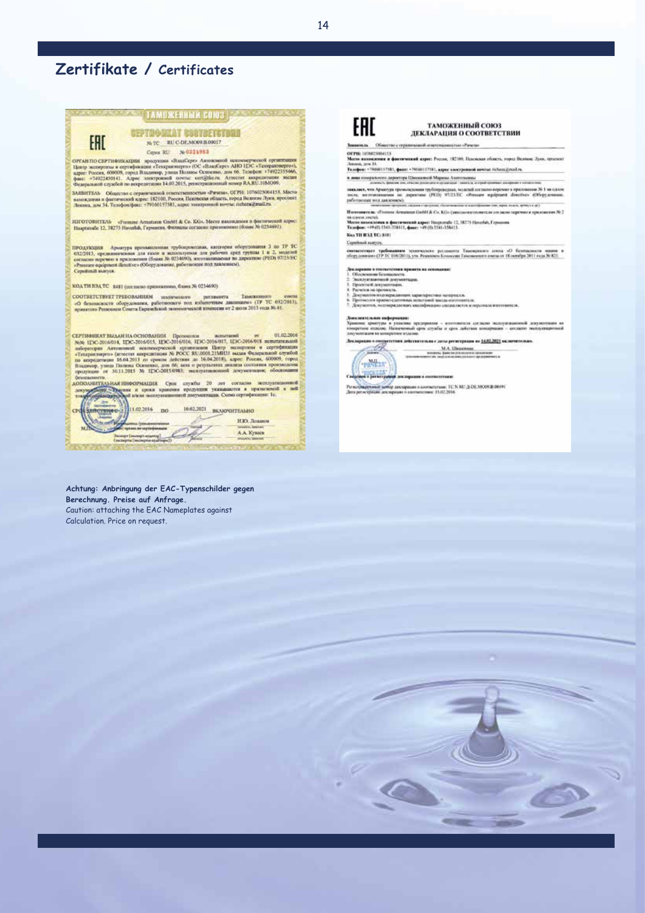## Zertifikate / Certificates

**Achtung: Anbringung der EAC-Typenschilder gegen Berechnung. Preise auf Anfrage.**
Caution: attaching the EAC Nameplates against Calculation. Price on request.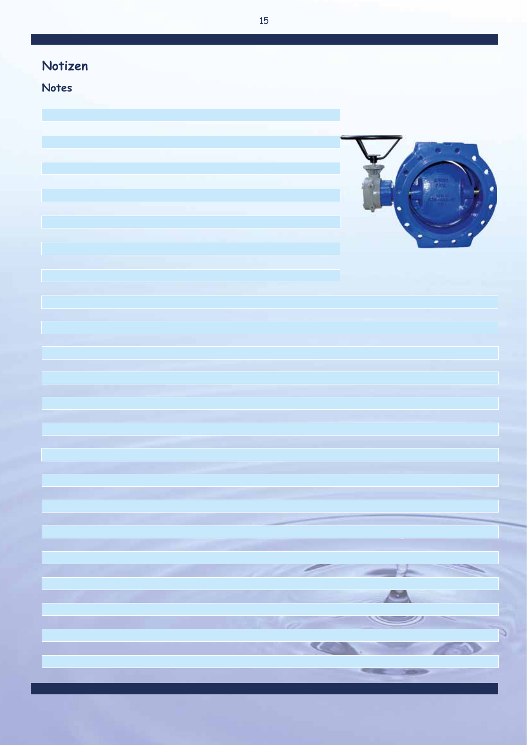# Notizen

## Notes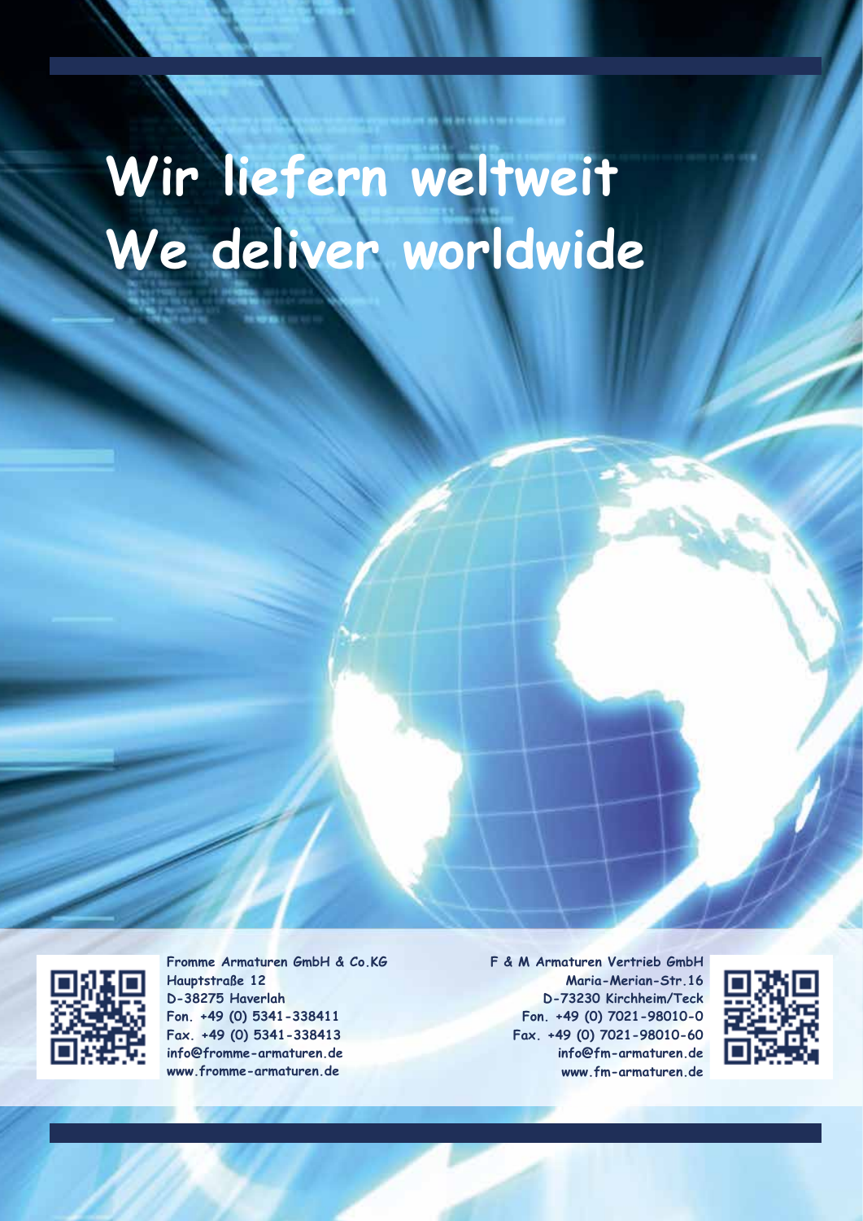# Wir liefern weltweit
# We deliver worldwide

**Fromme Armaturen GmbH & Co.KG**
**Hauptstraße 12**
**D-38275 Haverlah**
**Fon. +49 (0) 5341-338411**
**Fax. +49 (0) 5341-338413**
**info@fromme-armaturen.de**
**www.fromme-armaturen.de**

**F & M Armaturen Vertrieb GmbH**
**Maria-Merian-Str.16**
**D-73230 Kirchheim/Teck**
**Fon. +49 (0) 7021-98010-0**
**Fax. +49 (0) 7021-98010-60**
**info@fm-armaturen.de**
**www.fm-armaturen.de**